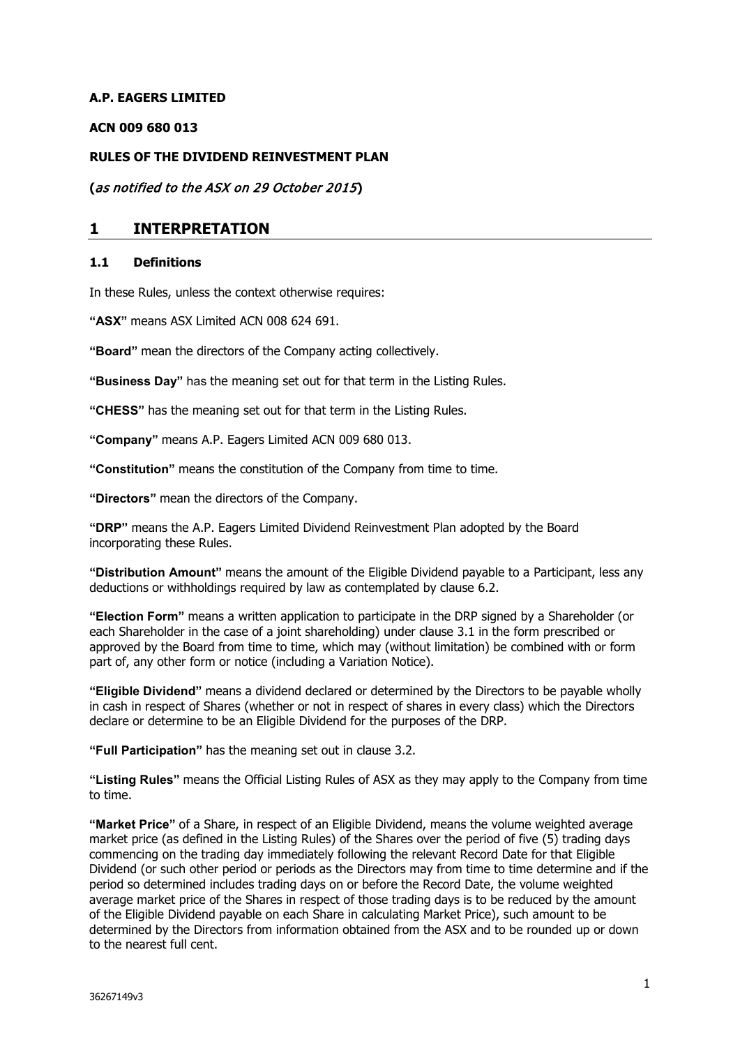**A.P. EAGERS LIMITED**

**ACN 009 680 013**

**RULES OF THE DIVIDEND REINVESTMENT PLAN**

**(***as notified to the ASX on 29 October 2015***)**

# 1 INTERPRETATION

## 1.1 Definitions

In these Rules, unless the context otherwise requires:

"**ASX**" means ASX Limited ACN 008 624 691.

"**Board**" mean the directors of the Company acting collectively.

"**Business Day**" has the meaning set out for that term in the Listing Rules.

"**CHESS**" has the meaning set out for that term in the Listing Rules.

"**Company**" means A.P. Eagers Limited ACN 009 680 013.

"**Constitution**" means the constitution of the Company from time to time.

"**Directors**" mean the directors of the Company.

"**DRP**" means the A.P. Eagers Limited Dividend Reinvestment Plan adopted by the Board incorporating these Rules.

"**Distribution Amount**" means the amount of the Eligible Dividend payable to a Participant, less any deductions or withholdings required by law as contemplated by clause 6.2.

"**Election Form**" means a written application to participate in the DRP signed by a Shareholder (or each Shareholder in the case of a joint shareholding) under clause 3.1 in the form prescribed or approved by the Board from time to time, which may (without limitation) be combined with or form part of, any other form or notice (including a Variation Notice).

"**Eligible Dividend**" means a dividend declared or determined by the Directors to be payable wholly in cash in respect of Shares (whether or not in respect of shares in every class) which the Directors declare or determine to be an Eligible Dividend for the purposes of the DRP.

"**Full Participation**" has the meaning set out in clause 3.2.

"**Listing Rules**" means the Official Listing Rules of ASX as they may apply to the Company from time to time.

"**Market Price**" of a Share, in respect of an Eligible Dividend, means the volume weighted average market price (as defined in the Listing Rules) of the Shares over the period of five (5) trading days commencing on the trading day immediately following the relevant Record Date for that Eligible Dividend (or such other period or periods as the Directors may from time to time determine and if the period so determined includes trading days on or before the Record Date, the volume weighted average market price of the Shares in respect of those trading days is to be reduced by the amount of the Eligible Dividend payable on each Share in calculating Market Price), such amount to be determined by the Directors from information obtained from the ASX and to be rounded up or down to the nearest full cent.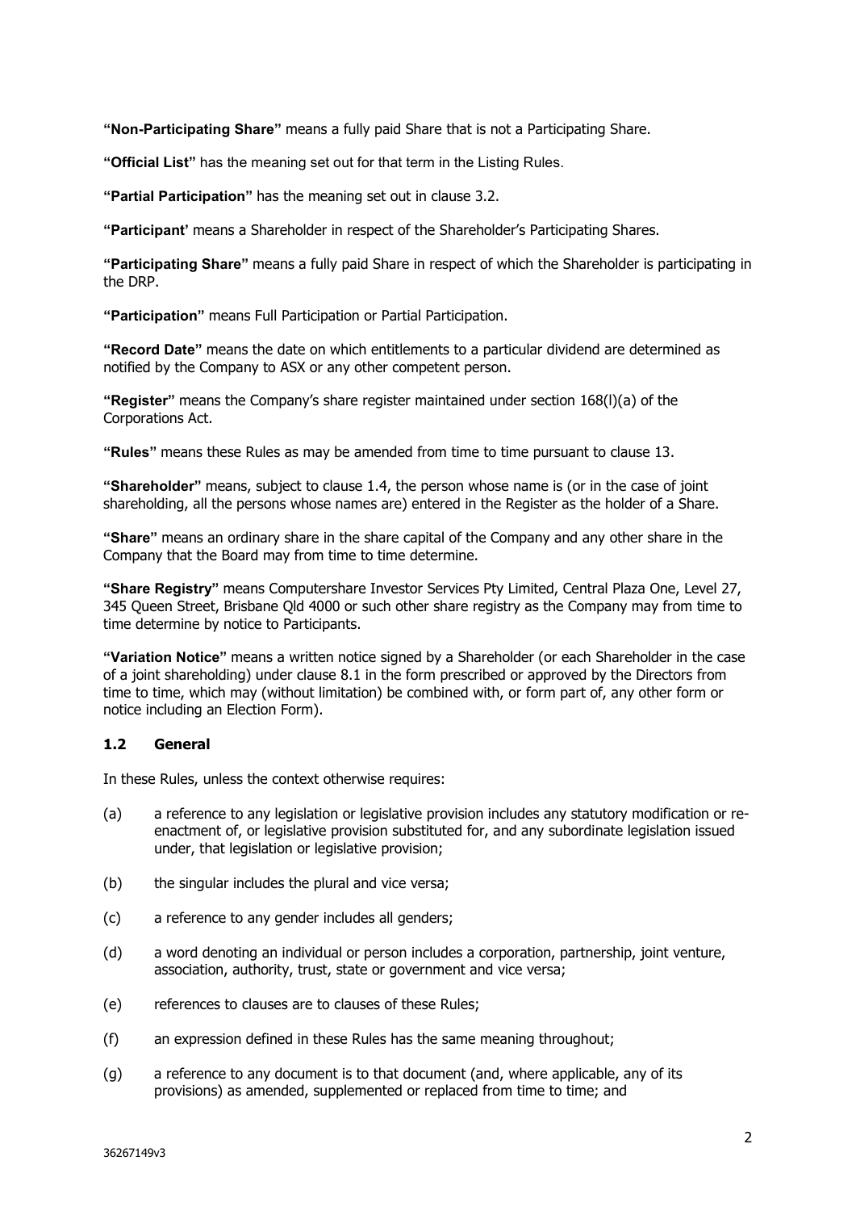**"Non-Participating Share"** means a fully paid Share that is not a Participating Share.

**"Official List"** has the meaning set out for that term in the Listing Rules.

**"Partial Participation"** has the meaning set out in clause 3.2.

**"Participant'** means a Shareholder in respect of the Shareholder's Participating Shares.

**"Participating Share"** means a fully paid Share in respect of which the Shareholder is participating in the DRP.

**"Participation"** means Full Participation or Partial Participation.

**"Record Date"** means the date on which entitlements to a particular dividend are determined as notified by the Company to ASX or any other competent person.

**"Register"** means the Company's share register maintained under section 168(l)(a) of the Corporations Act.

**"Rules"** means these Rules as may be amended from time to time pursuant to clause 13.

**"Shareholder"** means, subject to clause 1.4, the person whose name is (or in the case of joint shareholding, all the persons whose names are) entered in the Register as the holder of a Share.

**"Share"** means an ordinary share in the share capital of the Company and any other share in the Company that the Board may from time to time determine.

**"Share Registry"** means Computershare Investor Services Pty Limited, Central Plaza One, Level 27, 345 Queen Street, Brisbane Qld 4000 or such other share registry as the Company may from time to time determine by notice to Participants.

**"Variation Notice"** means a written notice signed by a Shareholder (or each Shareholder in the case of a joint shareholding) under clause 8.1 in the form prescribed or approved by the Directors from time to time, which may (without limitation) be combined with, or form part of, any other form or notice including an Election Form).

### 1.2 General

In these Rules, unless the context otherwise requires:

(a) a reference to any legislation or legislative provision includes any statutory modification or re-enactment of, or legislative provision substituted for, and any subordinate legislation issued under, that legislation or legislative provision;

(b) the singular includes the plural and vice versa;

(c) a reference to any gender includes all genders;

(d) a word denoting an individual or person includes a corporation, partnership, joint venture, association, authority, trust, state or government and vice versa;

(e) references to clauses are to clauses of these Rules;

(f) an expression defined in these Rules has the same meaning throughout;

(g) a reference to any document is to that document (and, where applicable, any of its provisions) as amended, supplemented or replaced from time to time; and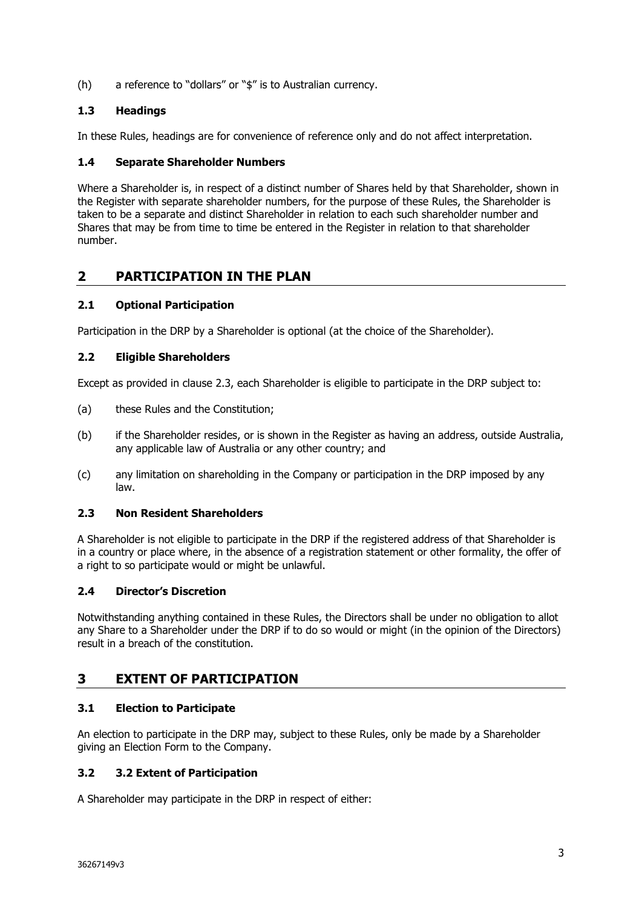(h) a reference to "dollars" or "$" is to Australian currency.

### 1.3 Headings

In these Rules, headings are for convenience of reference only and do not affect interpretation.

### 1.4 Separate Shareholder Numbers

Where a Shareholder is, in respect of a distinct number of Shares held by that Shareholder, shown in the Register with separate shareholder numbers, for the purpose of these Rules, the Shareholder is taken to be a separate and distinct Shareholder in relation to each such shareholder number and Shares that may be from time to time be entered in the Register in relation to that shareholder number.

## 2 PARTICIPATION IN THE PLAN

### 2.1 Optional Participation

Participation in the DRP by a Shareholder is optional (at the choice of the Shareholder).

### 2.2 Eligible Shareholders

Except as provided in clause 2.3, each Shareholder is eligible to participate in the DRP subject to:

(a) these Rules and the Constitution;

(b) if the Shareholder resides, or is shown in the Register as having an address, outside Australia, any applicable law of Australia or any other country; and

(c) any limitation on shareholding in the Company or participation in the DRP imposed by any law.

### 2.3 Non Resident Shareholders

A Shareholder is not eligible to participate in the DRP if the registered address of that Shareholder is in a country or place where, in the absence of a registration statement or other formality, the offer of a right to so participate would or might be unlawful.

### 2.4 Director's Discretion

Notwithstanding anything contained in these Rules, the Directors shall be under no obligation to allot any Share to a Shareholder under the DRP if to do so would or might (in the opinion of the Directors) result in a breach of the constitution.

## 3 EXTENT OF PARTICIPATION

### 3.1 Election to Participate

An election to participate in the DRP may, subject to these Rules, only be made by a Shareholder giving an Election Form to the Company.

### 3.2 3.2 Extent of Participation

A Shareholder may participate in the DRP in respect of either: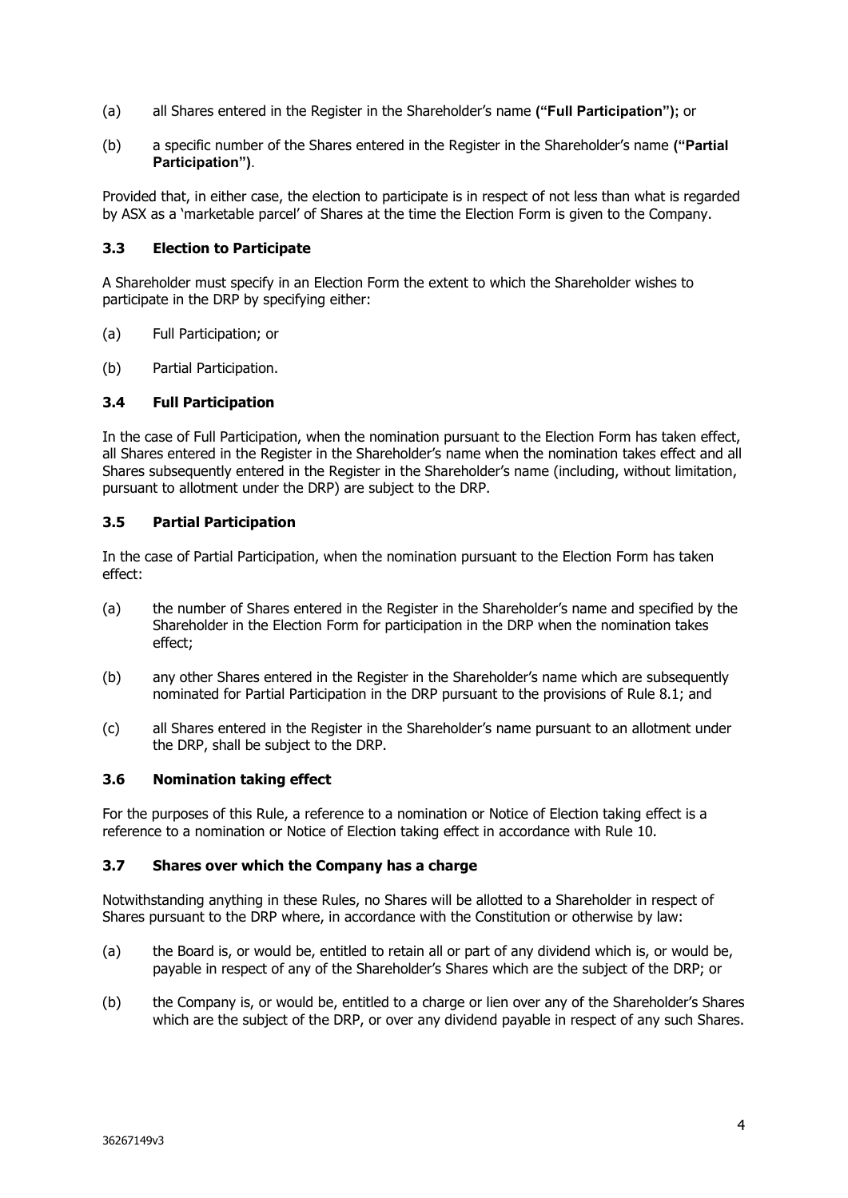(a) all Shares entered in the Register in the Shareholder's name **("Full Participation")**; or

(b) a specific number of the Shares entered in the Register in the Shareholder's name **("Partial Participation")**.

Provided that, in either case, the election to participate is in respect of not less than what is regarded by ASX as a 'marketable parcel' of Shares at the time the Election Form is given to the Company.

### 3.3 Election to Participate

A Shareholder must specify in an Election Form the extent to which the Shareholder wishes to participate in the DRP by specifying either:

(a) Full Participation; or

(b) Partial Participation.

### 3.4 Full Participation

In the case of Full Participation, when the nomination pursuant to the Election Form has taken effect, all Shares entered in the Register in the Shareholder's name when the nomination takes effect and all Shares subsequently entered in the Register in the Shareholder's name (including, without limitation, pursuant to allotment under the DRP) are subject to the DRP.

### 3.5 Partial Participation

In the case of Partial Participation, when the nomination pursuant to the Election Form has taken effect:

(a) the number of Shares entered in the Register in the Shareholder's name and specified by the Shareholder in the Election Form for participation in the DRP when the nomination takes effect;

(b) any other Shares entered in the Register in the Shareholder's name which are subsequently nominated for Partial Participation in the DRP pursuant to the provisions of Rule 8.1; and

(c) all Shares entered in the Register in the Shareholder's name pursuant to an allotment under the DRP, shall be subject to the DRP.

### 3.6 Nomination taking effect

For the purposes of this Rule, a reference to a nomination or Notice of Election taking effect is a reference to a nomination or Notice of Election taking effect in accordance with Rule 10.

### 3.7 Shares over which the Company has a charge

Notwithstanding anything in these Rules, no Shares will be allotted to a Shareholder in respect of Shares pursuant to the DRP where, in accordance with the Constitution or otherwise by law:

(a) the Board is, or would be, entitled to retain all or part of any dividend which is, or would be, payable in respect of any of the Shareholder's Shares which are the subject of the DRP; or

(b) the Company is, or would be, entitled to a charge or lien over any of the Shareholder's Shares which are the subject of the DRP, or over any dividend payable in respect of any such Shares.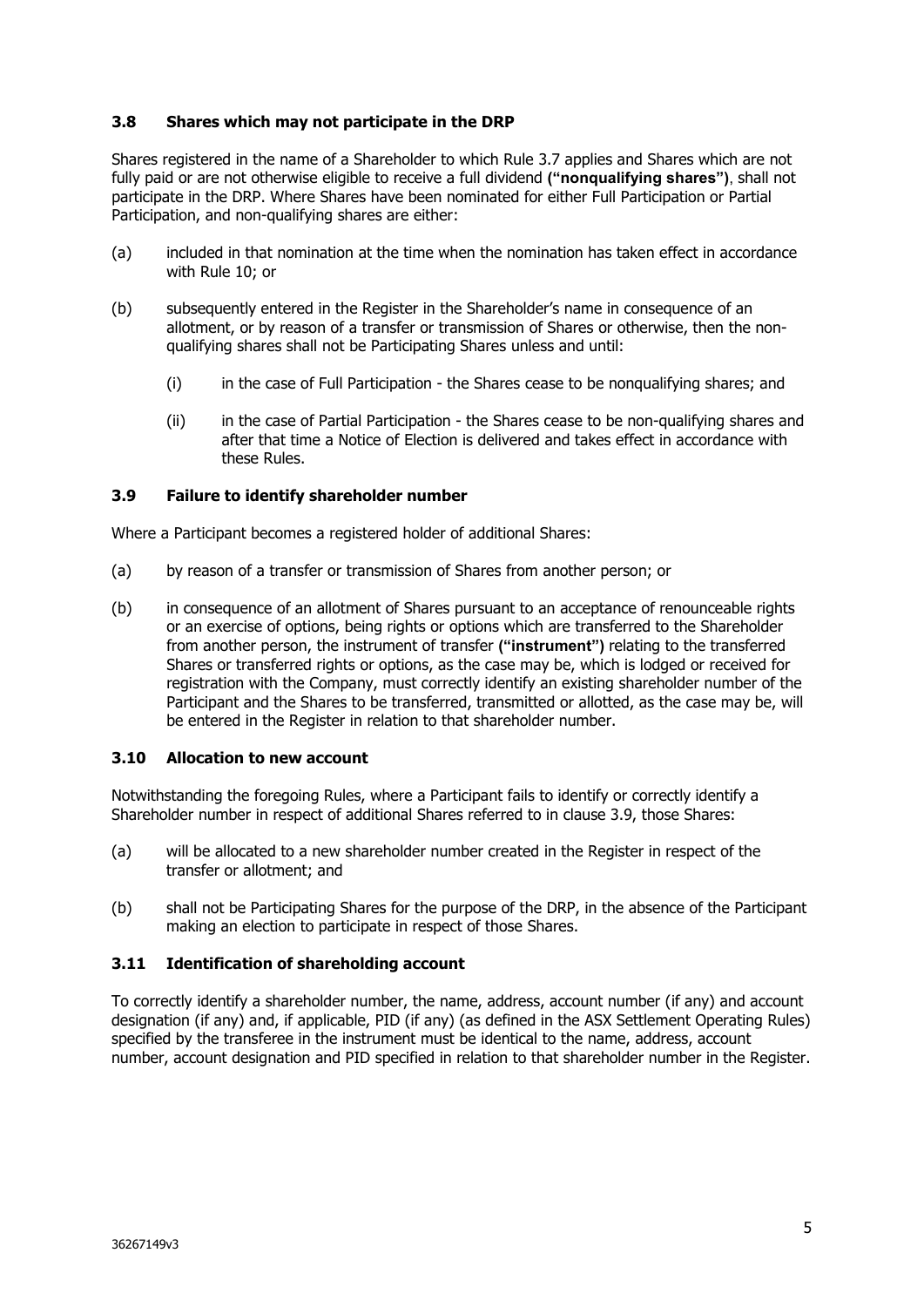### 3.8 Shares which may not participate in the DRP

Shares registered in the name of a Shareholder to which Rule 3.7 applies and Shares which are not fully paid or are not otherwise eligible to receive a full dividend (**"nonqualifying shares"**), shall not participate in the DRP. Where Shares have been nominated for either Full Participation or Partial Participation, and non-qualifying shares are either:

(a) included in that nomination at the time when the nomination has taken effect in accordance with Rule 10; or

(b) subsequently entered in the Register in the Shareholder's name in consequence of an allotment, or by reason of a transfer or transmission of Shares or otherwise, then the non-qualifying shares shall not be Participating Shares unless and until:

(i) in the case of Full Participation - the Shares cease to be nonqualifying shares; and

(ii) in the case of Partial Participation - the Shares cease to be non-qualifying shares and after that time a Notice of Election is delivered and takes effect in accordance with these Rules.

### 3.9 Failure to identify shareholder number

Where a Participant becomes a registered holder of additional Shares:

(a) by reason of a transfer or transmission of Shares from another person; or

(b) in consequence of an allotment of Shares pursuant to an acceptance of renounceable rights or an exercise of options, being rights or options which are transferred to the Shareholder from another person, the instrument of transfer (**"instrument"**) relating to the transferred Shares or transferred rights or options, as the case may be, which is lodged or received for registration with the Company, must correctly identify an existing shareholder number of the Participant and the Shares to be transferred, transmitted or allotted, as the case may be, will be entered in the Register in relation to that shareholder number.

### 3.10 Allocation to new account

Notwithstanding the foregoing Rules, where a Participant fails to identify or correctly identify a Shareholder number in respect of additional Shares referred to in clause 3.9, those Shares:

(a) will be allocated to a new shareholder number created in the Register in respect of the transfer or allotment; and

(b) shall not be Participating Shares for the purpose of the DRP, in the absence of the Participant making an election to participate in respect of those Shares.

### 3.11 Identification of shareholding account

To correctly identify a shareholder number, the name, address, account number (if any) and account designation (if any) and, if applicable, PID (if any) (as defined in the ASX Settlement Operating Rules) specified by the transferee in the instrument must be identical to the name, address, account number, account designation and PID specified in relation to that shareholder number in the Register.

36267149v3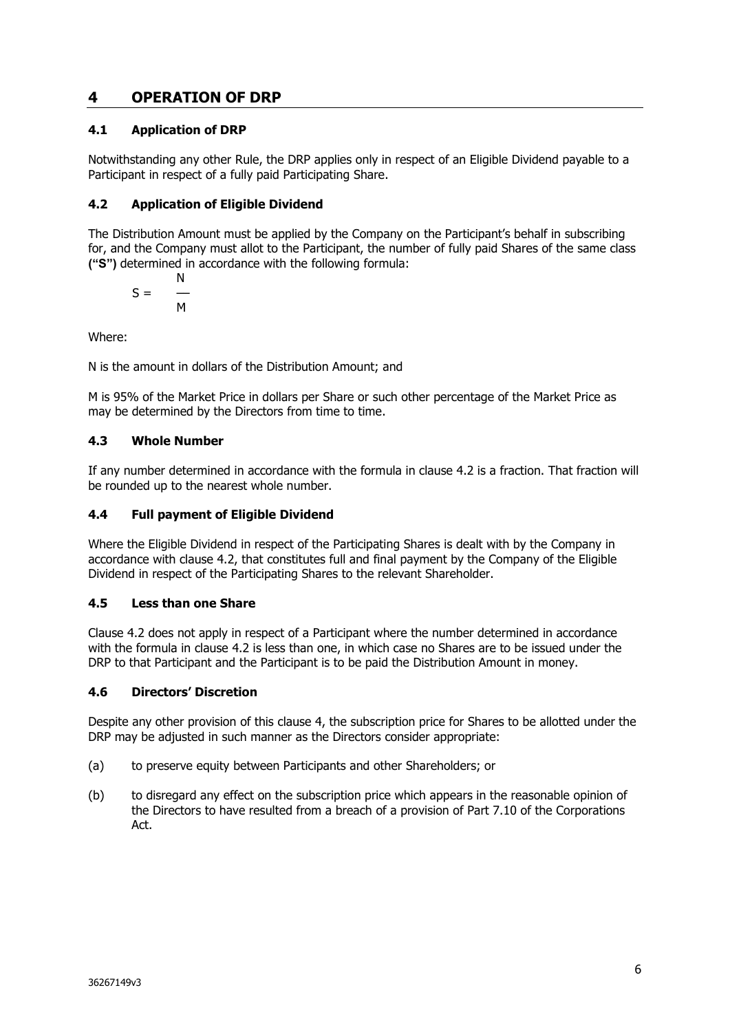# 4 OPERATION OF DRP

## 4.1 Application of DRP

Notwithstanding any other Rule, the DRP applies only in respect of an Eligible Dividend payable to a Participant in respect of a fully paid Participating Share.

## 4.2 Application of Eligible Dividend

The Distribution Amount must be applied by the Company on the Participant's behalf in subscribing for, and the Company must allot to the Participant, the number of fully paid Shares of the same class (**"S"**) determined in accordance with the following formula:

$$S = \frac{N}{M}$$

Where:

N is the amount in dollars of the Distribution Amount; and

M is 95% of the Market Price in dollars per Share or such other percentage of the Market Price as may be determined by the Directors from time to time.

## 4.3 Whole Number

If any number determined in accordance with the formula in clause 4.2 is a fraction. That fraction will be rounded up to the nearest whole number.

## 4.4 Full payment of Eligible Dividend

Where the Eligible Dividend in respect of the Participating Shares is dealt with by the Company in accordance with clause 4.2, that constitutes full and final payment by the Company of the Eligible Dividend in respect of the Participating Shares to the relevant Shareholder.

## 4.5 Less than one Share

Clause 4.2 does not apply in respect of a Participant where the number determined in accordance with the formula in clause 4.2 is less than one, in which case no Shares are to be issued under the DRP to that Participant and the Participant is to be paid the Distribution Amount in money.

## 4.6 Directors' Discretion

Despite any other provision of this clause 4, the subscription price for Shares to be allotted under the DRP may be adjusted in such manner as the Directors consider appropriate:

(a) to preserve equity between Participants and other Shareholders; or

(b) to disregard any effect on the subscription price which appears in the reasonable opinion of the Directors to have resulted from a breach of a provision of Part 7.10 of the Corporations Act.

36267149v3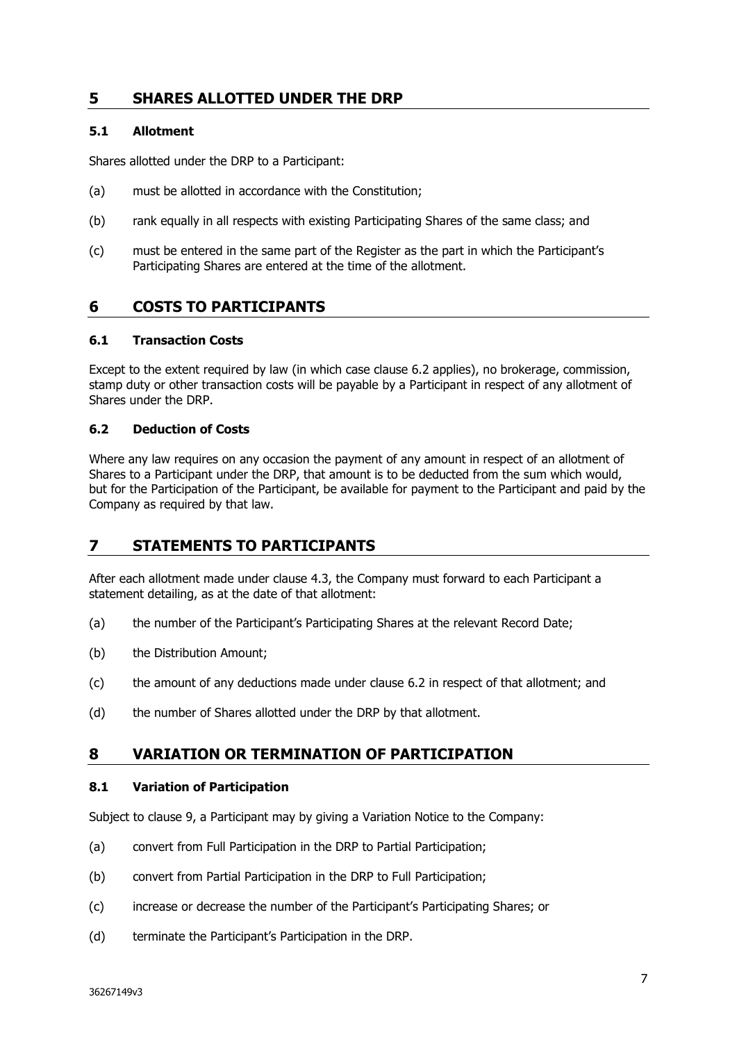## 5 SHARES ALLOTTED UNDER THE DRP

### 5.1 Allotment

Shares allotted under the DRP to a Participant:

(a) must be allotted in accordance with the Constitution;

(b) rank equally in all respects with existing Participating Shares of the same class; and

(c) must be entered in the same part of the Register as the part in which the Participant's Participating Shares are entered at the time of the allotment.

## 6 COSTS TO PARTICIPANTS

### 6.1 Transaction Costs

Except to the extent required by law (in which case clause 6.2 applies), no brokerage, commission, stamp duty or other transaction costs will be payable by a Participant in respect of any allotment of Shares under the DRP.

### 6.2 Deduction of Costs

Where any law requires on any occasion the payment of any amount in respect of an allotment of Shares to a Participant under the DRP, that amount is to be deducted from the sum which would, but for the Participation of the Participant, be available for payment to the Participant and paid by the Company as required by that law.

## 7 STATEMENTS TO PARTICIPANTS

After each allotment made under clause 4.3, the Company must forward to each Participant a statement detailing, as at the date of that allotment:

(a) the number of the Participant's Participating Shares at the relevant Record Date;

(b) the Distribution Amount;

(c) the amount of any deductions made under clause 6.2 in respect of that allotment; and

(d) the number of Shares allotted under the DRP by that allotment.

## 8 VARIATION OR TERMINATION OF PARTICIPATION

### 8.1 Variation of Participation

Subject to clause 9, a Participant may by giving a Variation Notice to the Company:

(a) convert from Full Participation in the DRP to Partial Participation;

(b) convert from Partial Participation in the DRP to Full Participation;

(c) increase or decrease the number of the Participant's Participating Shares; or

(d) terminate the Participant's Participation in the DRP.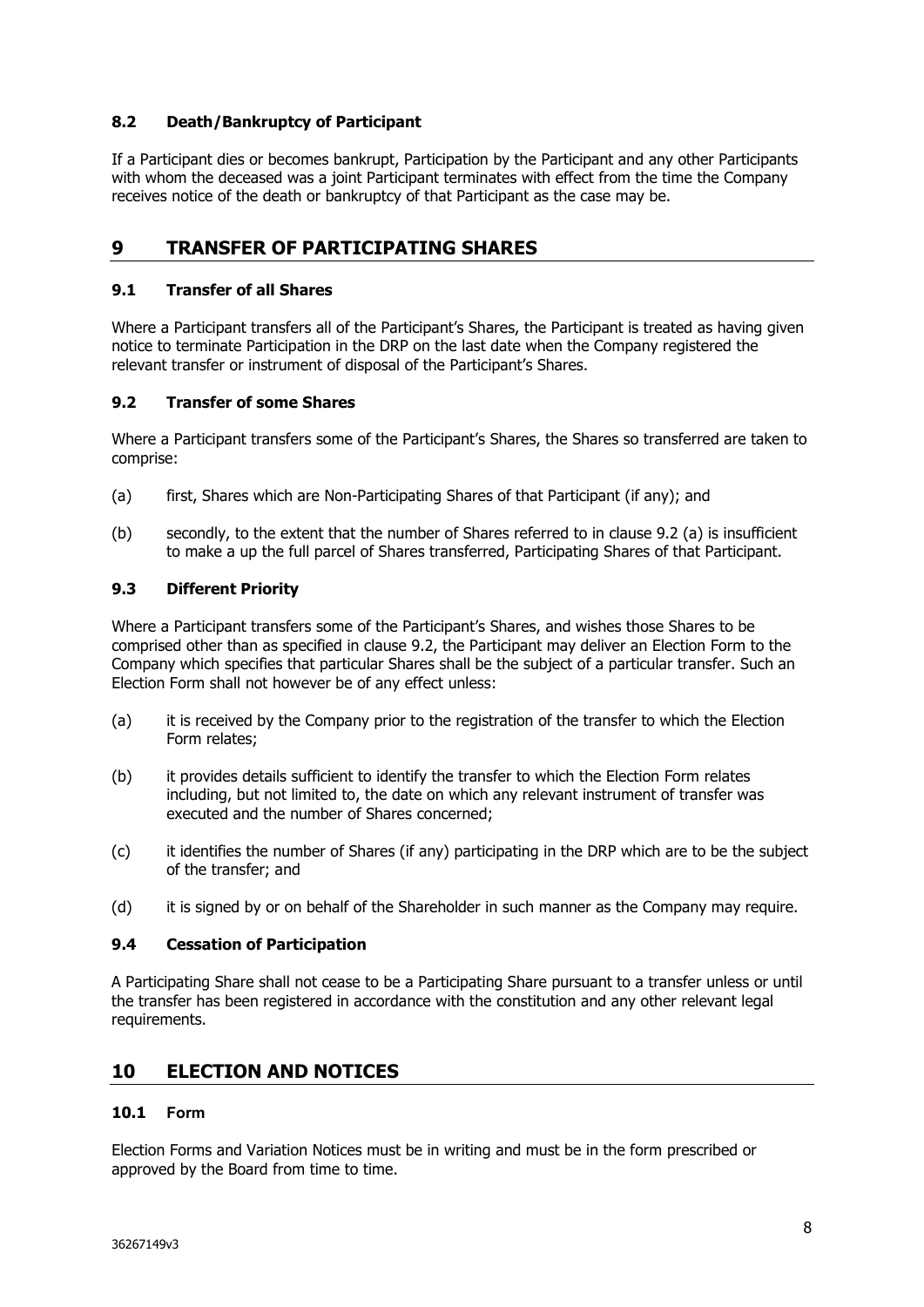### 8.2 Death/Bankruptcy of Participant

If a Participant dies or becomes bankrupt, Participation by the Participant and any other Participants with whom the deceased was a joint Participant terminates with effect from the time the Company receives notice of the death or bankruptcy of that Participant as the case may be.

## 9 TRANSFER OF PARTICIPATING SHARES

### 9.1 Transfer of all Shares

Where a Participant transfers all of the Participant's Shares, the Participant is treated as having given notice to terminate Participation in the DRP on the last date when the Company registered the relevant transfer or instrument of disposal of the Participant's Shares.

### 9.2 Transfer of some Shares

Where a Participant transfers some of the Participant's Shares, the Shares so transferred are taken to comprise:

(a) first, Shares which are Non-Participating Shares of that Participant (if any); and

(b) secondly, to the extent that the number of Shares referred to in clause 9.2 (a) is insufficient to make a up the full parcel of Shares transferred, Participating Shares of that Participant.

### 9.3 Different Priority

Where a Participant transfers some of the Participant's Shares, and wishes those Shares to be comprised other than as specified in clause 9.2, the Participant may deliver an Election Form to the Company which specifies that particular Shares shall be the subject of a particular transfer. Such an Election Form shall not however be of any effect unless:

(a) it is received by the Company prior to the registration of the transfer to which the Election Form relates;

(b) it provides details sufficient to identify the transfer to which the Election Form relates including, but not limited to, the date on which any relevant instrument of transfer was executed and the number of Shares concerned;

(c) it identifies the number of Shares (if any) participating in the DRP which are to be the subject of the transfer; and

(d) it is signed by or on behalf of the Shareholder in such manner as the Company may require.

### 9.4 Cessation of Participation

A Participating Share shall not cease to be a Participating Share pursuant to a transfer unless or until the transfer has been registered in accordance with the constitution and any other relevant legal requirements.

## 10 ELECTION AND NOTICES

### 10.1 Form

Election Forms and Variation Notices must be in writing and must be in the form prescribed or approved by the Board from time to time.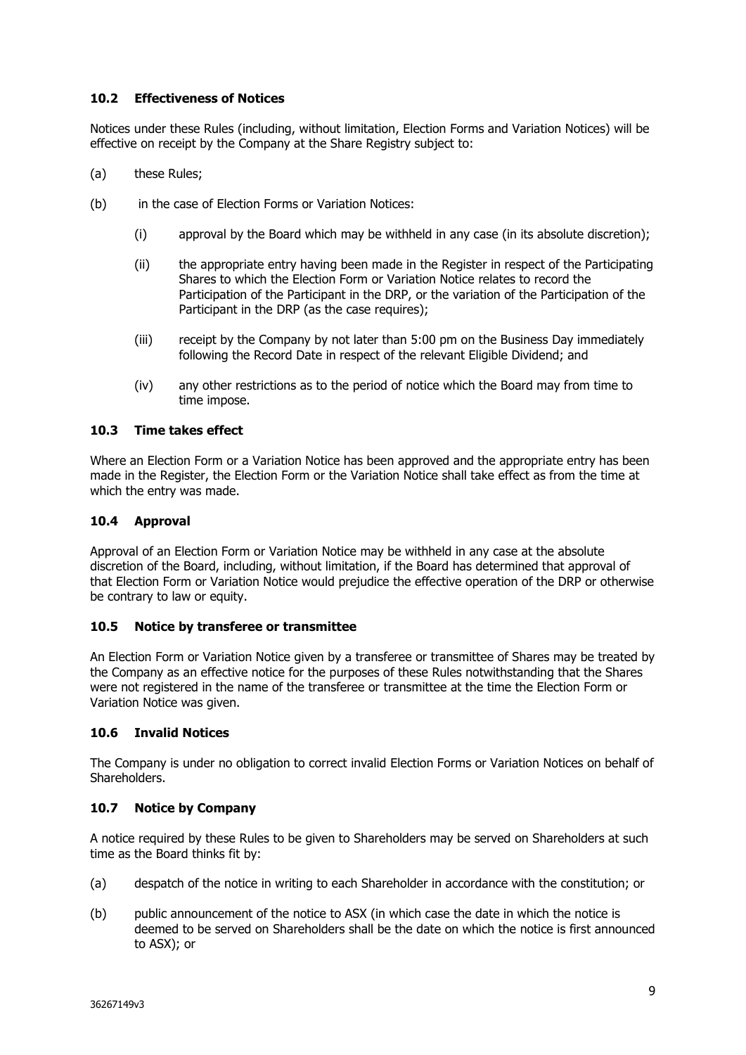### 10.2 Effectiveness of Notices

Notices under these Rules (including, without limitation, Election Forms and Variation Notices) will be effective on receipt by the Company at the Share Registry subject to:

(a) these Rules;

(b) in the case of Election Forms or Variation Notices:

  (i) approval by the Board which may be withheld in any case (in its absolute discretion);

  (ii) the appropriate entry having been made in the Register in respect of the Participating Shares to which the Election Form or Variation Notice relates to record the Participation of the Participant in the DRP, or the variation of the Participation of the Participant in the DRP (as the case requires);

  (iii) receipt by the Company by not later than 5:00 pm on the Business Day immediately following the Record Date in respect of the relevant Eligible Dividend; and

  (iv) any other restrictions as to the period of notice which the Board may from time to time impose.

### 10.3 Time takes effect

Where an Election Form or a Variation Notice has been approved and the appropriate entry has been made in the Register, the Election Form or the Variation Notice shall take effect as from the time at which the entry was made.

### 10.4 Approval

Approval of an Election Form or Variation Notice may be withheld in any case at the absolute discretion of the Board, including, without limitation, if the Board has determined that approval of that Election Form or Variation Notice would prejudice the effective operation of the DRP or otherwise be contrary to law or equity.

### 10.5 Notice by transferee or transmittee

An Election Form or Variation Notice given by a transferee or transmittee of Shares may be treated by the Company as an effective notice for the purposes of these Rules notwithstanding that the Shares were not registered in the name of the transferee or transmittee at the time the Election Form or Variation Notice was given.

### 10.6 Invalid Notices

The Company is under no obligation to correct invalid Election Forms or Variation Notices on behalf of Shareholders.

### 10.7 Notice by Company

A notice required by these Rules to be given to Shareholders may be served on Shareholders at such time as the Board thinks fit by:

(a) despatch of the notice in writing to each Shareholder in accordance with the constitution; or

(b) public announcement of the notice to ASX (in which case the date in which the notice is deemed to be served on Shareholders shall be the date on which the notice is first announced to ASX); or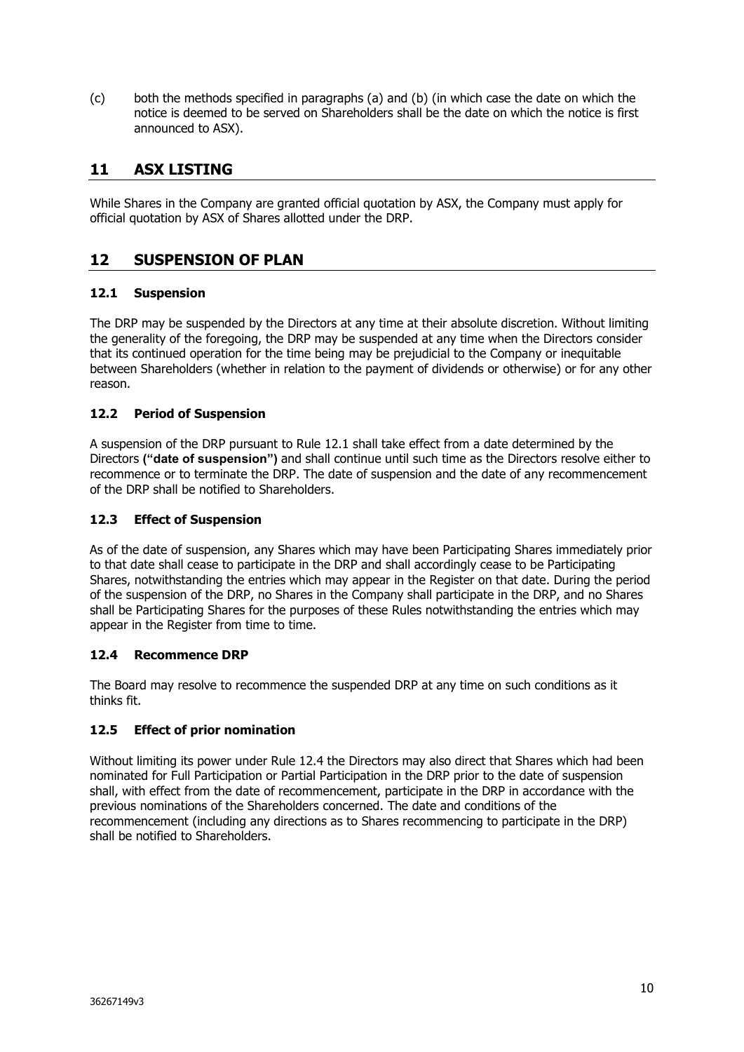(c) both the methods specified in paragraphs (a) and (b) (in which case the date on which the notice is deemed to be served on Shareholders shall be the date on which the notice is first announced to ASX).

## 11 ASX LISTING

While Shares in the Company are granted official quotation by ASX, the Company must apply for official quotation by ASX of Shares allotted under the DRP.

## 12 SUSPENSION OF PLAN

### 12.1 Suspension

The DRP may be suspended by the Directors at any time at their absolute discretion. Without limiting the generality of the foregoing, the DRP may be suspended at any time when the Directors consider that its continued operation for the time being may be prejudicial to the Company or inequitable between Shareholders (whether in relation to the payment of dividends or otherwise) or for any other reason.

### 12.2 Period of Suspension

A suspension of the DRP pursuant to Rule 12.1 shall take effect from a date determined by the Directors **("date of suspension")** and shall continue until such time as the Directors resolve either to recommence or to terminate the DRP. The date of suspension and the date of any recommencement of the DRP shall be notified to Shareholders.

### 12.3 Effect of Suspension

As of the date of suspension, any Shares which may have been Participating Shares immediately prior to that date shall cease to participate in the DRP and shall accordingly cease to be Participating Shares, notwithstanding the entries which may appear in the Register on that date. During the period of the suspension of the DRP, no Shares in the Company shall participate in the DRP, and no Shares shall be Participating Shares for the purposes of these Rules notwithstanding the entries which may appear in the Register from time to time.

### 12.4 Recommence DRP

The Board may resolve to recommence the suspended DRP at any time on such conditions as it thinks fit.

### 12.5 Effect of prior nomination

Without limiting its power under Rule 12.4 the Directors may also direct that Shares which had been nominated for Full Participation or Partial Participation in the DRP prior to the date of suspension shall, with effect from the date of recommencement, participate in the DRP in accordance with the previous nominations of the Shareholders concerned. The date and conditions of the recommencement (including any directions as to Shares recommencing to participate in the DRP) shall be notified to Shareholders.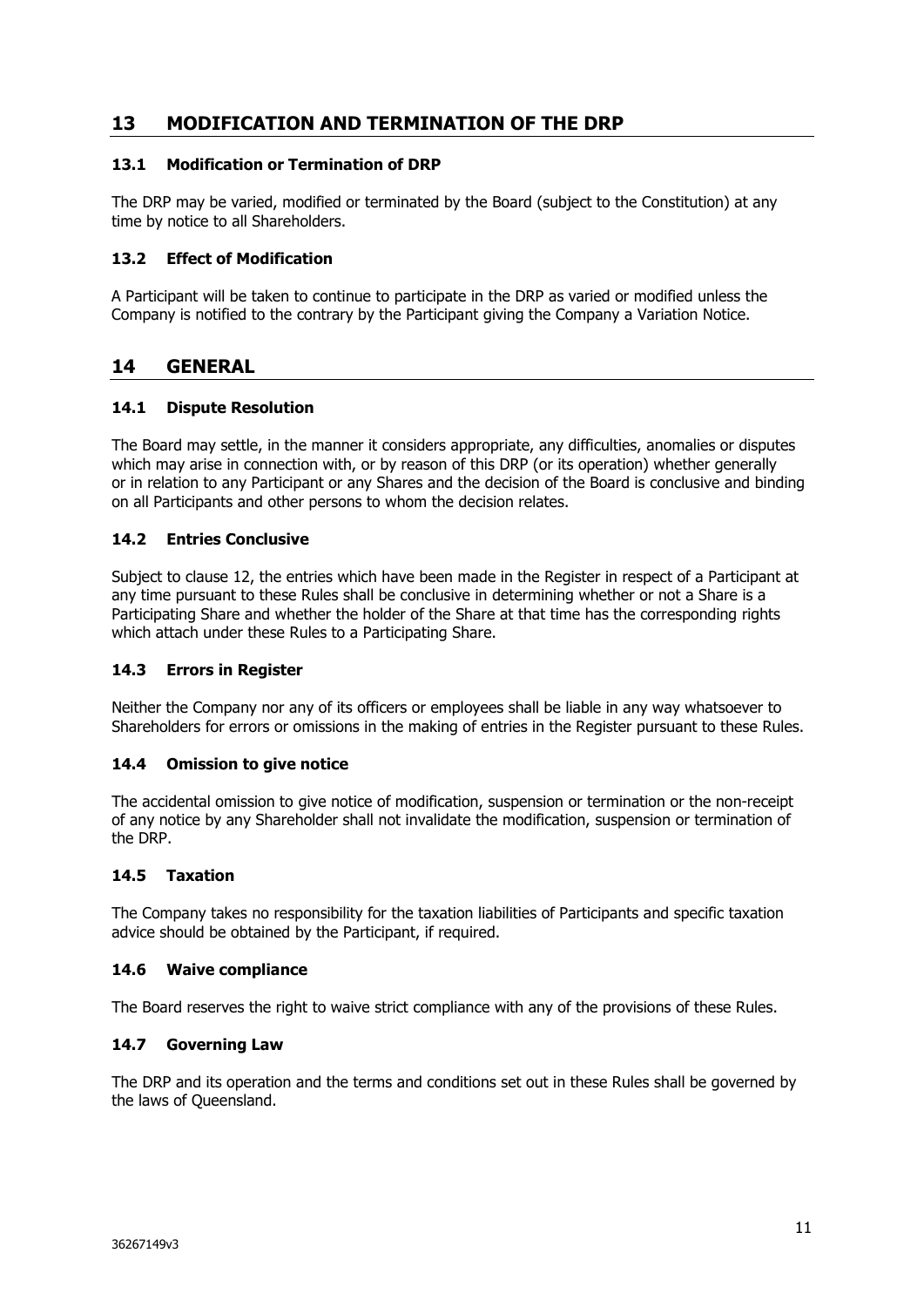## 13 MODIFICATION AND TERMINATION OF THE DRP

### 13.1 Modification or Termination of DRP

The DRP may be varied, modified or terminated by the Board (subject to the Constitution) at any time by notice to all Shareholders.

### 13.2 Effect of Modification

A Participant will be taken to continue to participate in the DRP as varied or modified unless the Company is notified to the contrary by the Participant giving the Company a Variation Notice.

## 14 GENERAL

### 14.1 Dispute Resolution

The Board may settle, in the manner it considers appropriate, any difficulties, anomalies or disputes which may arise in connection with, or by reason of this DRP (or its operation) whether generally or in relation to any Participant or any Shares and the decision of the Board is conclusive and binding on all Participants and other persons to whom the decision relates.

### 14.2 Entries Conclusive

Subject to clause 12, the entries which have been made in the Register in respect of a Participant at any time pursuant to these Rules shall be conclusive in determining whether or not a Share is a Participating Share and whether the holder of the Share at that time has the corresponding rights which attach under these Rules to a Participating Share.

### 14.3 Errors in Register

Neither the Company nor any of its officers or employees shall be liable in any way whatsoever to Shareholders for errors or omissions in the making of entries in the Register pursuant to these Rules.

### 14.4 Omission to give notice

The accidental omission to give notice of modification, suspension or termination or the non-receipt of any notice by any Shareholder shall not invalidate the modification, suspension or termination of the DRP.

### 14.5 Taxation

The Company takes no responsibility for the taxation liabilities of Participants and specific taxation advice should be obtained by the Participant, if required.

### 14.6 Waive compliance

The Board reserves the right to waive strict compliance with any of the provisions of these Rules.

### 14.7 Governing Law

The DRP and its operation and the terms and conditions set out in these Rules shall be governed by the laws of Queensland.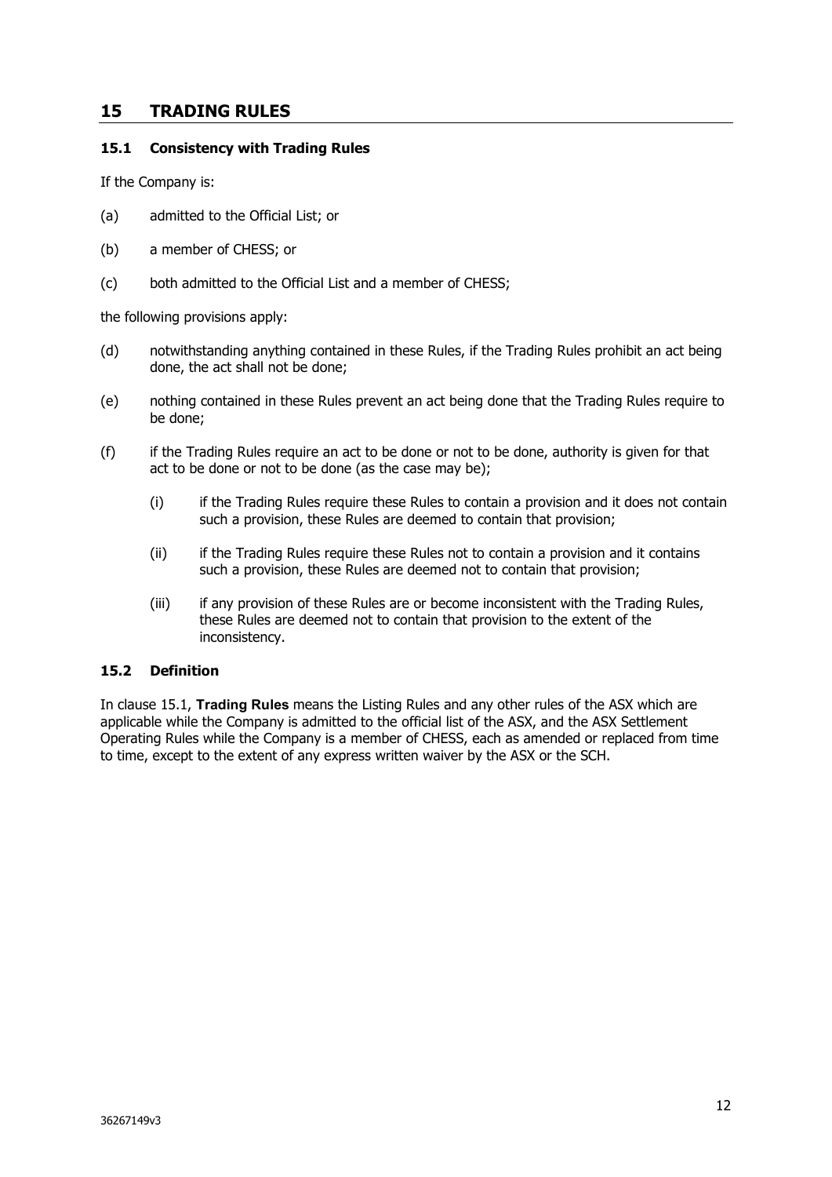## 15 TRADING RULES

### 15.1 Consistency with Trading Rules

If the Company is:

(a) admitted to the Official List; or

(b) a member of CHESS; or

(c) both admitted to the Official List and a member of CHESS;

the following provisions apply:

(d) notwithstanding anything contained in these Rules, if the Trading Rules prohibit an act being done, the act shall not be done;

(e) nothing contained in these Rules prevent an act being done that the Trading Rules require to be done;

(f) if the Trading Rules require an act to be done or not to be done, authority is given for that act to be done or not to be done (as the case may be);

  (i) if the Trading Rules require these Rules to contain a provision and it does not contain such a provision, these Rules are deemed to contain that provision;

  (ii) if the Trading Rules require these Rules not to contain a provision and it contains such a provision, these Rules are deemed not to contain that provision;

  (iii) if any provision of these Rules are or become inconsistent with the Trading Rules, these Rules are deemed not to contain that provision to the extent of the inconsistency.

### 15.2 Definition

In clause 15.1, **Trading Rules** means the Listing Rules and any other rules of the ASX which are applicable while the Company is admitted to the official list of the ASX, and the ASX Settlement Operating Rules while the Company is a member of CHESS, each as amended or replaced from time to time, except to the extent of any express written waiver by the ASX or the SCH.

36267149v3